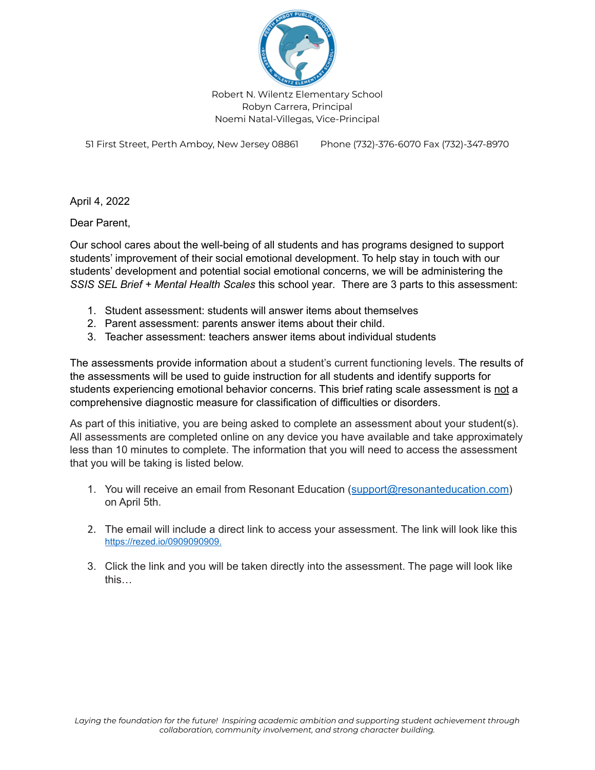Robert N. Wilentz Elementary School
Robyn Carrera, Principal
Noemi Natal-Villegas, Vice-Principal

51 First Street, Perth Amboy, New Jersey 08861 Phone (732)-376-6070 Fax (732)-347-8970

April 4, 2022

Dear Parent,

Our school cares about the well-being of all students and has programs designed to support students' improvement of their social emotional development. To help stay in touch with our students' development and potential social emotional concerns, we will be administering the *SSIS SEL Brief + Mental Health Scales* this school year. There are 3 parts to this assessment:

1. Student assessment: students will answer items about themselves
2. Parent assessment: parents answer items about their child.
3. Teacher assessment: teachers answer items about individual students

The assessments provide information about a student's current functioning levels. The results of the assessments will be used to guide instruction for all students and identify supports for students experiencing emotional behavior concerns. This brief rating scale assessment is <u>not</u> a comprehensive diagnostic measure for classification of difficulties or disorders.

As part of this initiative, you are being asked to complete an assessment about your student(s). All assessments are completed online on any device you have available and take approximately less than 10 minutes to complete. The information that you will need to access the assessment that you will be taking is listed below.

1. You will receive an email from Resonant Education (support@resonanteducation.com) on April 5th.

2. The email will include a direct link to access your assessment. The link will look like this https://rezed.io/0909090909.

3. Click the link and you will be taken directly into the assessment. The page will look like this…

*Laying the foundation for the future! Inspiring academic ambition and supporting student achievement through collaboration, community involvement, and strong character building.*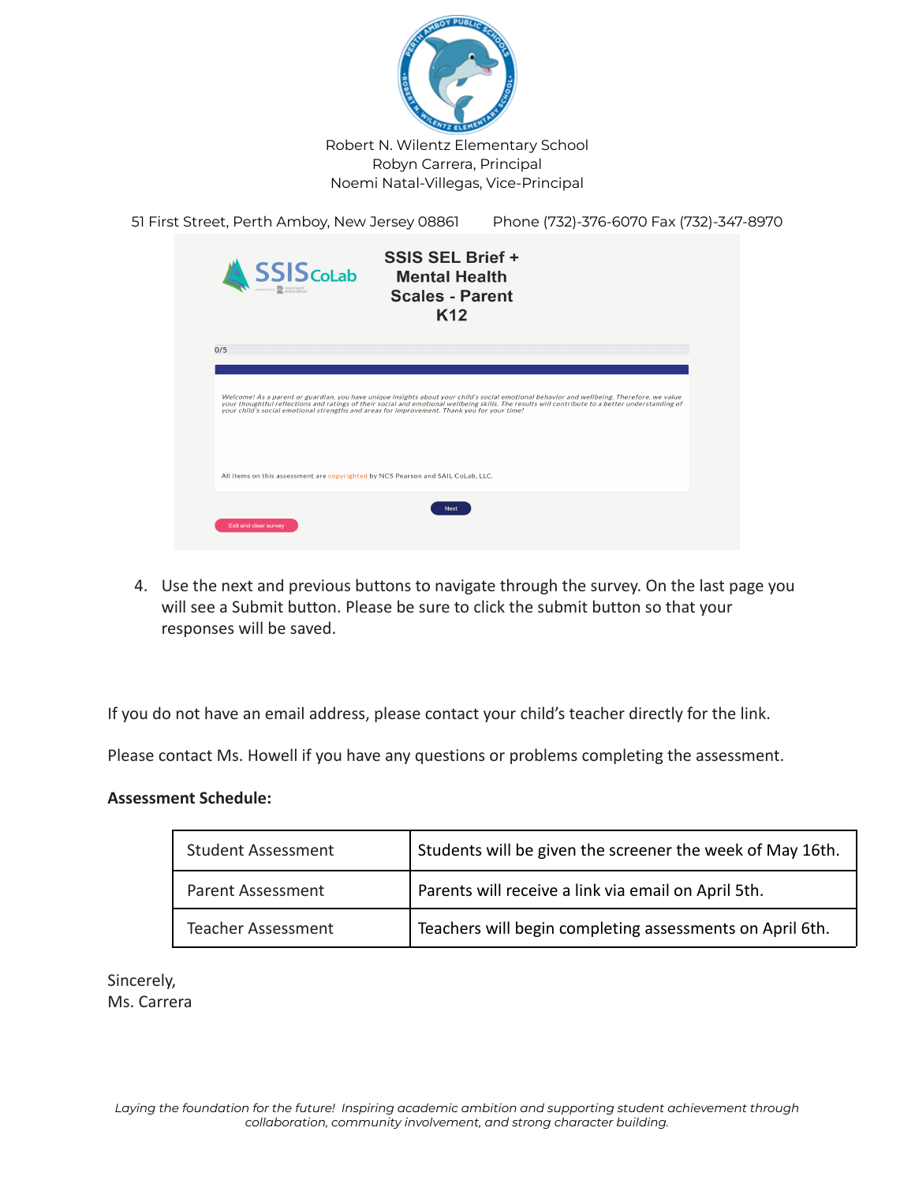Robert N. Wilentz Elementary School
Robyn Carrera, Principal
Noemi Natal-Villegas, Vice-Principal

51 First Street, Perth Amboy, New Jersey 08861 Phone (732)-376-6070 Fax (732)-347-8970

4. Use the next and previous buttons to navigate through the survey. On the last page you will see a Submit button. Please be sure to click the submit button so that your responses will be saved.

If you do not have an email address, please contact your child's teacher directly for the link.

Please contact Ms. Howell if you have any questions or problems completing the assessment.

**Assessment Schedule:**

| Student Assessment | Students will be given the screener the week of May 16th. |
|---|---|
| Parent Assessment | Parents will receive a link via email on April 5th. |
| Teacher Assessment | Teachers will begin completing assessments on April 6th. |

Sincerely,
Ms. Carrera

*Laying the foundation for the future! Inspiring academic ambition and supporting student achievement through collaboration, community involvement, and strong character building.*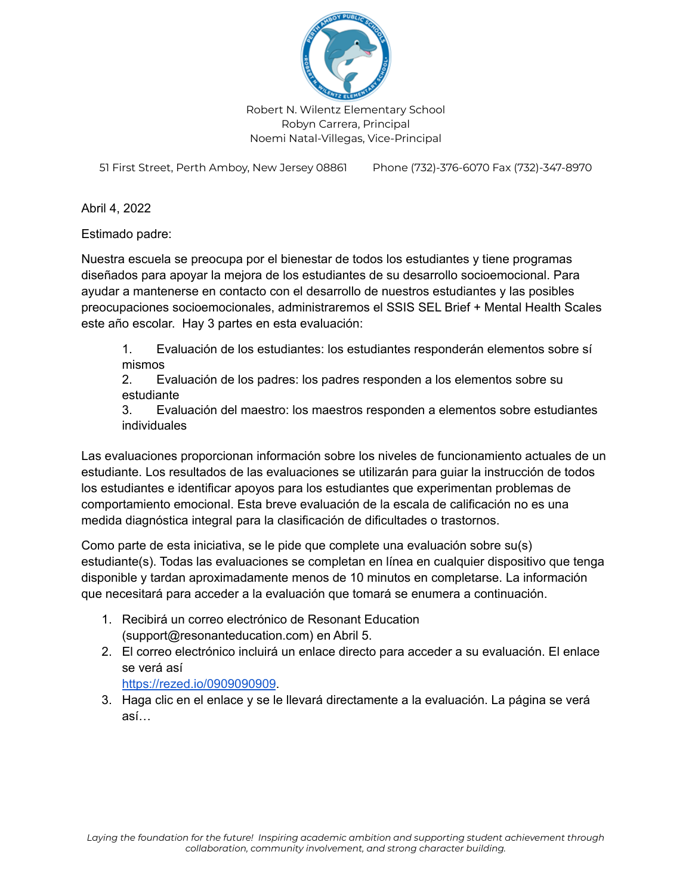Robert N. Wilentz Elementary School
Robyn Carrera, Principal
Noemi Natal-Villegas, Vice-Principal

51 First Street, Perth Amboy, New Jersey 08861 Phone (732)-376-6070 Fax (732)-347-8970

Abril 4, 2022

Estimado padre:

Nuestra escuela se preocupa por el bienestar de todos los estudiantes y tiene programas diseñados para apoyar la mejora de los estudiantes de su desarrollo socioemocional. Para ayudar a mantenerse en contacto con el desarrollo de nuestros estudiantes y las posibles preocupaciones socioemocionales, administraremos el SSIS SEL Brief + Mental Health Scales este año escolar. Hay 3 partes en esta evaluación:

1. Evaluación de los estudiantes: los estudiantes responderán elementos sobre sí mismos
2. Evaluación de los padres: los padres responden a los elementos sobre su estudiante
3. Evaluación del maestro: los maestros responden a elementos sobre estudiantes individuales

Las evaluaciones proporcionan información sobre los niveles de funcionamiento actuales de un estudiante. Los resultados de las evaluaciones se utilizarán para guiar la instrucción de todos los estudiantes e identificar apoyos para los estudiantes que experimentan problemas de comportamiento emocional. Esta breve evaluación de la escala de calificación no es una medida diagnóstica integral para la clasificación de dificultades o trastornos.

Como parte de esta iniciativa, se le pide que complete una evaluación sobre su(s) estudiante(s). Todas las evaluaciones se completan en línea en cualquier dispositivo que tenga disponible y tardan aproximadamente menos de 10 minutos en completarse. La información que necesitará para acceder a la evaluación que tomará se enumera a continuación.

1. Recibirá un correo electrónico de Resonant Education (support@resonanteducation.com) en Abril 5.
2. El correo electrónico incluirá un enlace directo para acceder a su evaluación. El enlace se verá así
   https://rezed.io/0909090909.
3. Haga clic en el enlace y se le llevará directamente a la evaluación. La página se verá así…

*Laying the foundation for the future! Inspiring academic ambition and supporting student achievement through collaboration, community involvement, and strong character building.*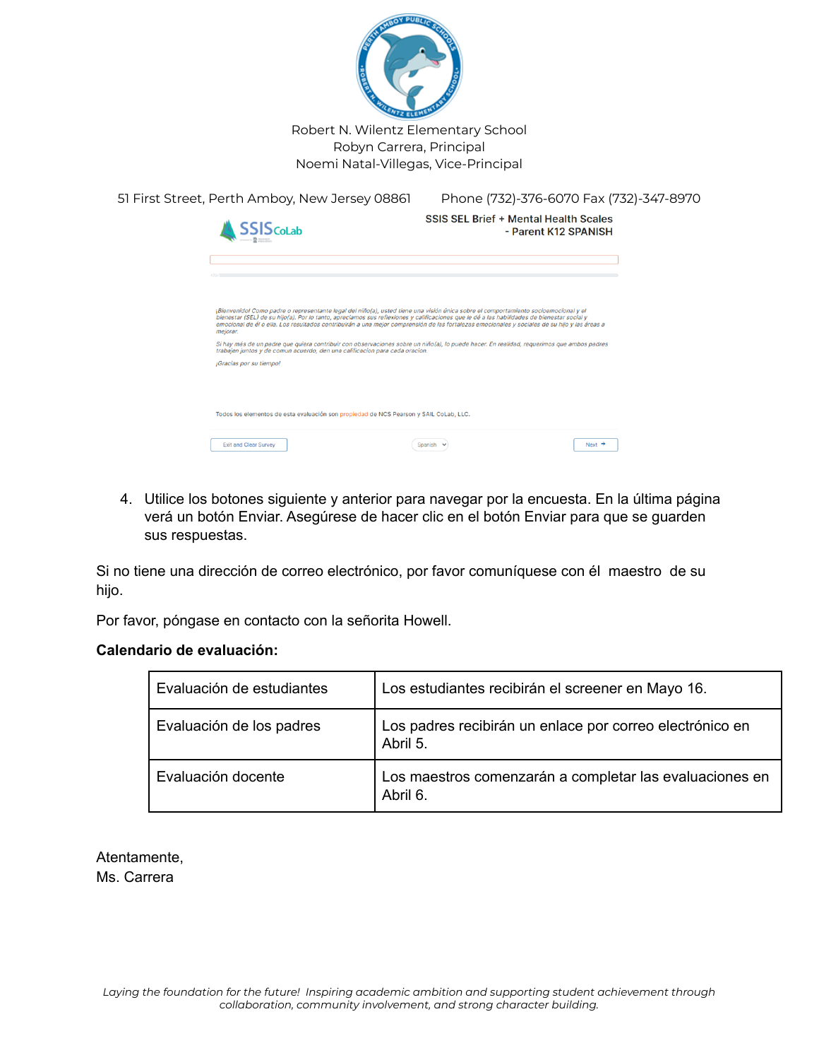Robert N. Wilentz Elementary School
Robyn Carrera, Principal
Noemi Natal-Villegas, Vice-Principal

51 First Street, Perth Amboy, New Jersey 08861    Phone (732)-376-6070 Fax (732)-347-8970

SSIS CoLab

SSIS SEL Brief + Mental Health Scales - Parent K12 SPANISH

¡Bienvenido! Como padre o representante legal del niño(a), usted tiene una visión única sobre el comportamiento socioemocional y el bienestar (SEL) de su hijo(a). Por lo tanto, apreciamos sus reflexiones y calificaciones que le dé a las habilidades de bienestar social y emocional de él o ella. Los resultados contribuirán a una mejor comprensión de las fortalezas emocionales y sociales de su hijo y las áreas a mejorar.

Si hay más de un padre que quiera contribuir con observaciones sobre un niño(a), lo puede hacer. En realidad, requerimos que ambos padres trabajen juntos y de común acuerdo, den una calificación para cada oración.

¡Gracias por su tiempo!

Todos los elementos de esta evaluación son propiedad de NCS Pearson y SAIL CoLab, LLC.

Exit and Clear Survey    Spanish    Next

4. Utilice los botones siguiente y anterior para navegar por la encuesta. En la última página verá un botón Enviar. Asegúrese de hacer clic en el botón Enviar para que se guarden sus respuestas.

Si no tiene una dirección de correo electrónico, por favor comuníquese con él maestro de su hijo.

Por favor, póngase en contacto con la señorita Howell.

**Calendario de evaluación:**

| | |
|---|---|
| Evaluación de estudiantes | Los estudiantes recibirán el screener en Mayo 16. |
| Evaluación de los padres | Los padres recibirán un enlace por correo electrónico en Abril 5. |
| Evaluación docente | Los maestros comenzarán a completar las evaluaciones en Abril 6. |

Atentamente,
Ms. Carrera

*Laying the foundation for the future! Inspiring academic ambition and supporting student achievement through collaboration, community involvement, and strong character building.*